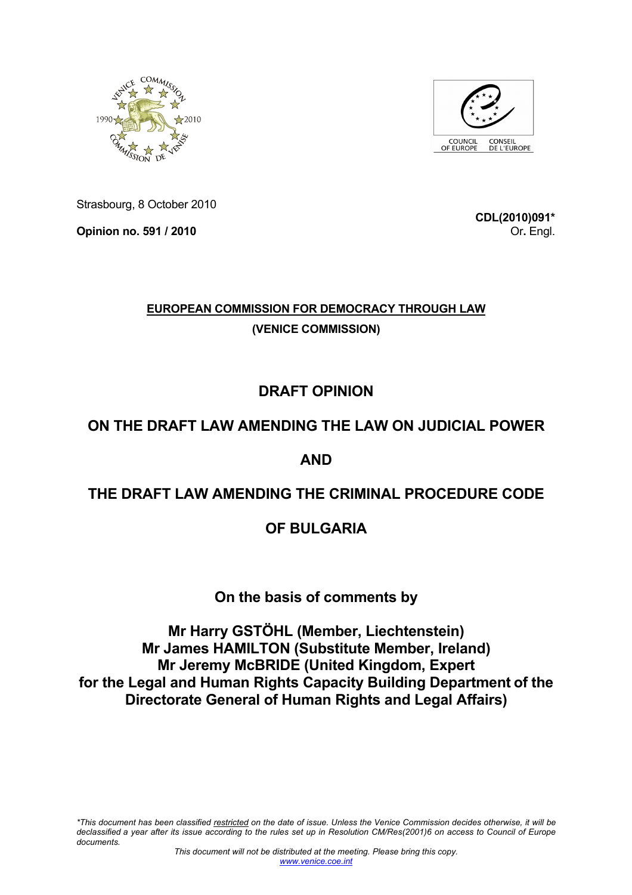Strasbourg, 8 October 2010

**Opinion no. 591 / 2010**

**CDL(2010)091***
Or. Engl.

**EUROPEAN COMMISSION FOR DEMOCRACY THROUGH LAW**

**(VENICE COMMISSION)**

# DRAFT OPINION

# ON THE DRAFT LAW AMENDING THE LAW ON JUDICIAL POWER

# AND

# THE DRAFT LAW AMENDING THE CRIMINAL PROCEDURE CODE

# OF BULGARIA

**On the basis of comments by**

**Mr Harry GSTÖHL (Member, Liechtenstein)**
**Mr James HAMILTON (Substitute Member, Ireland)**
**Mr Jeremy McBRIDE (United Kingdom, Expert for the Legal and Human Rights Capacity Building Department of the Directorate General of Human Rights and Legal Affairs)**

*\*This document has been classified restricted on the date of issue. Unless the Venice Commission decides otherwise, it will be declassified a year after its issue according to the rules set up in Resolution CM/Res(2001)6 on access to Council of Europe documents.*

*This document will not be distributed at the meeting. Please bring this copy.*
www.venice.coe.int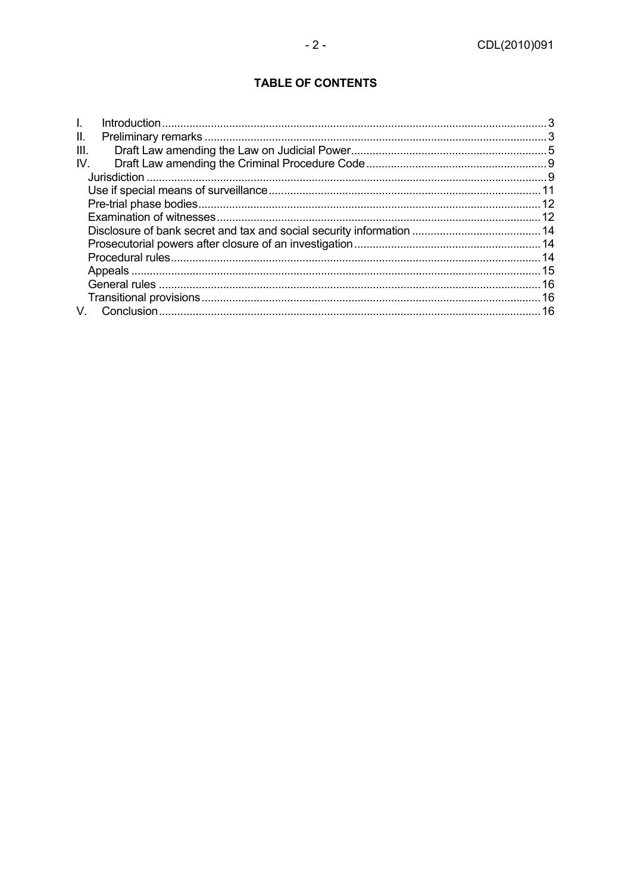## TABLE OF CONTENTS

I. Introduction ... 3
II. Preliminary remarks ... 3
III. Draft Law amending the Law on Judicial Power ... 5
IV. Draft Law amending the Criminal Procedure Code ... 9
- Jurisdiction ... 9
- Use if special means of surveillance ... 11
- Pre-trial phase bodies ... 12
- Examination of witnesses ... 12
- Disclosure of bank secret and tax and social security information ... 14
- Prosecutorial powers after closure of an investigation ... 14
- Procedural rules ... 14
- Appeals ... 15
- General rules ... 16
- Transitional provisions ... 16

V. Conclusion ... 16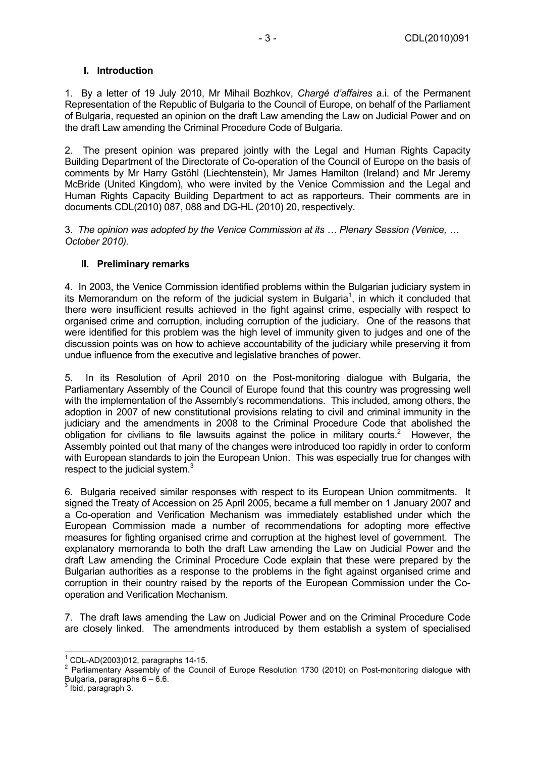## I. Introduction

1. By a letter of 19 July 2010, Mr Mihail Bozhkov, *Chargé d'affaires* a.i. of the Permanent Representation of the Republic of Bulgaria to the Council of Europe, on behalf of the Parliament of Bulgaria, requested an opinion on the draft Law amending the Law on Judicial Power and on the draft Law amending the Criminal Procedure Code of Bulgaria.

2. The present opinion was prepared jointly with the Legal and Human Rights Capacity Building Department of the Directorate of Co-operation of the Council of Europe on the basis of comments by Mr Harry Gstöhl (Liechtenstein), Mr James Hamilton (Ireland) and Mr Jeremy McBride (United Kingdom), who were invited by the Venice Commission and the Legal and Human Rights Capacity Building Department to act as rapporteurs. Their comments are in documents CDL(2010) 087, 088 and DG-HL (2010) 20, respectively.

3. *The opinion was adopted by the Venice Commission at its … Plenary Session (Venice, … October 2010).*

## II. Preliminary remarks

4. In 2003, the Venice Commission identified problems within the Bulgarian judiciary system in its Memorandum on the reform of the judicial system in Bulgaria[1], in which it concluded that there were insufficient results achieved in the fight against crime, especially with respect to organised crime and corruption, including corruption of the judiciary. One of the reasons that were identified for this problem was the high level of immunity given to judges and one of the discussion points was on how to achieve accountability of the judiciary while preserving it from undue influence from the executive and legislative branches of power.

5. In its Resolution of April 2010 on the Post-monitoring dialogue with Bulgaria, the Parliamentary Assembly of the Council of Europe found that this country was progressing well with the implementation of the Assembly's recommendations. This included, among others, the adoption in 2007 of new constitutional provisions relating to civil and criminal immunity in the judiciary and the amendments in 2008 to the Criminal Procedure Code that abolished the obligation for civilians to file lawsuits against the police in military courts.[2] However, the Assembly pointed out that many of the changes were introduced too rapidly in order to conform with European standards to join the European Union. This was especially true for changes with respect to the judicial system.[3]

6. Bulgaria received similar responses with respect to its European Union commitments. It signed the Treaty of Accession on 25 April 2005, became a full member on 1 January 2007 and a Co-operation and Verification Mechanism was immediately established under which the European Commission made a number of recommendations for adopting more effective measures for fighting organised crime and corruption at the highest level of government. The explanatory memoranda to both the draft Law amending the Law on Judicial Power and the draft Law amending the Criminal Procedure Code explain that these were prepared by the Bulgarian authorities as a response to the problems in the fight against organised crime and corruption in their country raised by the reports of the European Commission under the Co-operation and Verification Mechanism.

7. The draft laws amending the Law on Judicial Power and on the Criminal Procedure Code are closely linked. The amendments introduced by them establish a system of specialised

---

[1] CDL-AD(2003)012, paragraphs 14-15.

[2] Parliamentary Assembly of the Council of Europe Resolution 1730 (2010) on Post-monitoring dialogue with Bulgaria, paragraphs 6 – 6.6.

[3] Ibid, paragraph 3.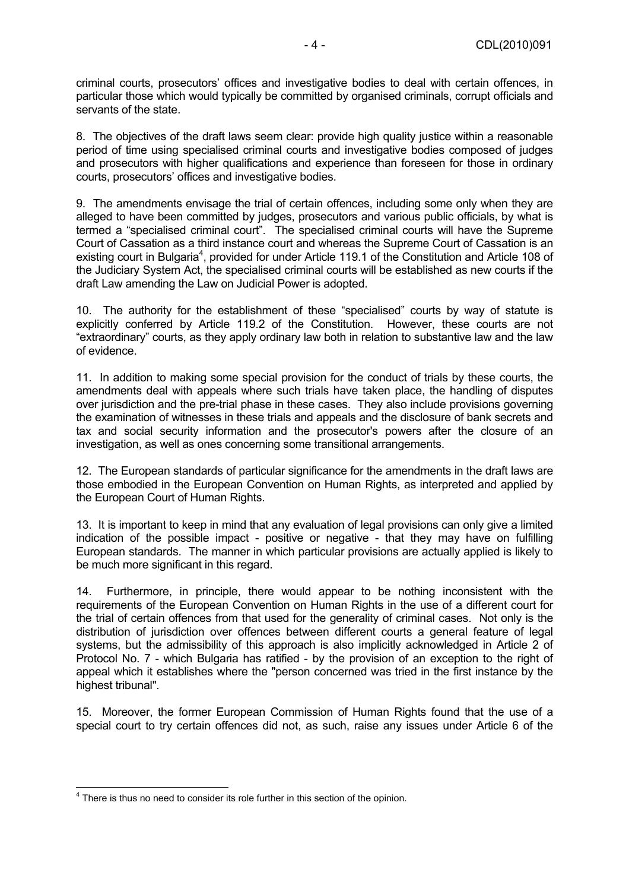criminal courts, prosecutors' offices and investigative bodies to deal with certain offences, in particular those which would typically be committed by organised criminals, corrupt officials and servants of the state.

8. The objectives of the draft laws seem clear: provide high quality justice within a reasonable period of time using specialised criminal courts and investigative bodies composed of judges and prosecutors with higher qualifications and experience than foreseen for those in ordinary courts, prosecutors' offices and investigative bodies.

9. The amendments envisage the trial of certain offences, including some only when they are alleged to have been committed by judges, prosecutors and various public officials, by what is termed a "specialised criminal court". The specialised criminal courts will have the Supreme Court of Cassation as a third instance court and whereas the Supreme Court of Cassation is an existing court in Bulgaria[4], provided for under Article 119.1 of the Constitution and Article 108 of the Judiciary System Act, the specialised criminal courts will be established as new courts if the draft Law amending the Law on Judicial Power is adopted.

10. The authority for the establishment of these "specialised" courts by way of statute is explicitly conferred by Article 119.2 of the Constitution. However, these courts are not "extraordinary" courts, as they apply ordinary law both in relation to substantive law and the law of evidence.

11. In addition to making some special provision for the conduct of trials by these courts, the amendments deal with appeals where such trials have taken place, the handling of disputes over jurisdiction and the pre-trial phase in these cases. They also include provisions governing the examination of witnesses in these trials and appeals and the disclosure of bank secrets and tax and social security information and the prosecutor's powers after the closure of an investigation, as well as ones concerning some transitional arrangements.

12. The European standards of particular significance for the amendments in the draft laws are those embodied in the European Convention on Human Rights, as interpreted and applied by the European Court of Human Rights.

13. It is important to keep in mind that any evaluation of legal provisions can only give a limited indication of the possible impact - positive or negative - that they may have on fulfilling European standards. The manner in which particular provisions are actually applied is likely to be much more significant in this regard.

14. Furthermore, in principle, there would appear to be nothing inconsistent with the requirements of the European Convention on Human Rights in the use of a different court for the trial of certain offences from that used for the generality of criminal cases. Not only is the distribution of jurisdiction over offences between different courts a general feature of legal systems, but the admissibility of this approach is also implicitly acknowledged in Article 2 of Protocol No. 7 - which Bulgaria has ratified - by the provision of an exception to the right of appeal which it establishes where the "person concerned was tried in the first instance by the highest tribunal".

15. Moreover, the former European Commission of Human Rights found that the use of a special court to try certain offences did not, as such, raise any issues under Article 6 of the

---

[4] There is thus no need to consider its role further in this section of the opinion.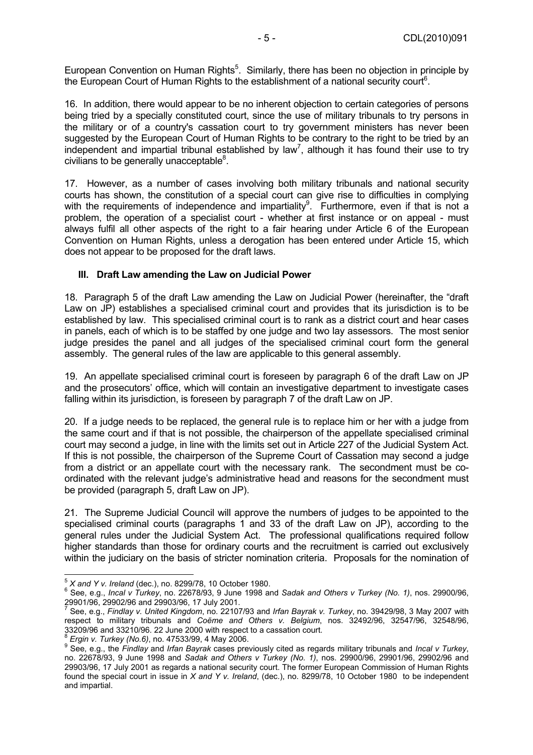European Convention on Human Rights[5]. Similarly, there has been no objection in principle by the European Court of Human Rights to the establishment of a national security court[6].

16. In addition, there would appear to be no inherent objection to certain categories of persons being tried by a specially constituted court, since the use of military tribunals to try persons in the military or of a country's cassation court to try government ministers has never been suggested by the European Court of Human Rights to be contrary to the right to be tried by an independent and impartial tribunal established by law[7], although it has found their use to try civilians to be generally unacceptable[8].

17. However, as a number of cases involving both military tribunals and national security courts has shown, the constitution of a special court can give rise to difficulties in complying with the requirements of independence and impartiality[9]. Furthermore, even if that is not a problem, the operation of a specialist court - whether at first instance or on appeal - must always fulfil all other aspects of the right to a fair hearing under Article 6 of the European Convention on Human Rights, unless a derogation has been entered under Article 15, which does not appear to be proposed for the draft laws.

## III. Draft Law amending the Law on Judicial Power

18. Paragraph 5 of the draft Law amending the Law on Judicial Power (hereinafter, the "draft Law on JP) establishes a specialised criminal court and provides that its jurisdiction is to be established by law. This specialised criminal court is to rank as a district court and hear cases in panels, each of which is to be staffed by one judge and two lay assessors. The most senior judge presides the panel and all judges of the specialised criminal court form the general assembly. The general rules of the law are applicable to this general assembly.

19. An appellate specialised criminal court is foreseen by paragraph 6 of the draft Law on JP and the prosecutors' office, which will contain an investigative department to investigate cases falling within its jurisdiction, is foreseen by paragraph 7 of the draft Law on JP.

20. If a judge needs to be replaced, the general rule is to replace him or her with a judge from the same court and if that is not possible, the chairperson of the appellate specialised criminal court may second a judge, in line with the limits set out in Article 227 of the Judicial System Act. If this is not possible, the chairperson of the Supreme Court of Cassation may second a judge from a district or an appellate court with the necessary rank. The secondment must be co-ordinated with the relevant judge's administrative head and reasons for the secondment must be provided (paragraph 5, draft Law on JP).

21. The Supreme Judicial Council will approve the numbers of judges to be appointed to the specialised criminal courts (paragraphs 1 and 33 of the draft Law on JP), according to the general rules under the Judicial System Act. The professional qualifications required follow higher standards than those for ordinary courts and the recruitment is carried out exclusively within the judiciary on the basis of stricter nomination criteria. Proposals for the nomination of

---

[5] *X and Y v. Ireland* (dec.), no. 8299/78, 10 October 1980.

[6] See, e.g., *Incal v Turkey*, no. 22678/93, 9 June 1998 and *Sadak and Others v Turkey (No. 1)*, nos. 29900/96, 29901/96, 29902/96 and 29903/96, 17 July 2001.

[7] See, e.g., *Findlay v. United Kingdom*, no. 22107/93 and *Irfan Bayrak v. Turkey*, no. 39429/98, 3 May 2007 with respect to military tribunals and *Coëme and Others v. Belgium*, nos. 32492/96, 32547/96, 32548/96, 33209/96 and 33210/96. 22 June 2000 with respect to a cassation court.

[8] *Ergin v. Turkey (No.6)*, no. 47533/99, 4 May 2006.

[9] See, e.g., the *Findlay* and *Irfan Bayrak* cases previously cited as regards military tribunals and *Incal v Turkey*, no. 22678/93, 9 June 1998 and *Sadak and Others v Turkey (No. 1)*, nos. 29900/96, 29901/96, 29902/96 and 29903/96, 17 July 2001 as regards a national security court. The former European Commission of Human Rights found the special court in issue in *X and Y v. Ireland*, (dec.), no. 8299/78, 10 October 1980 to be independent and impartial.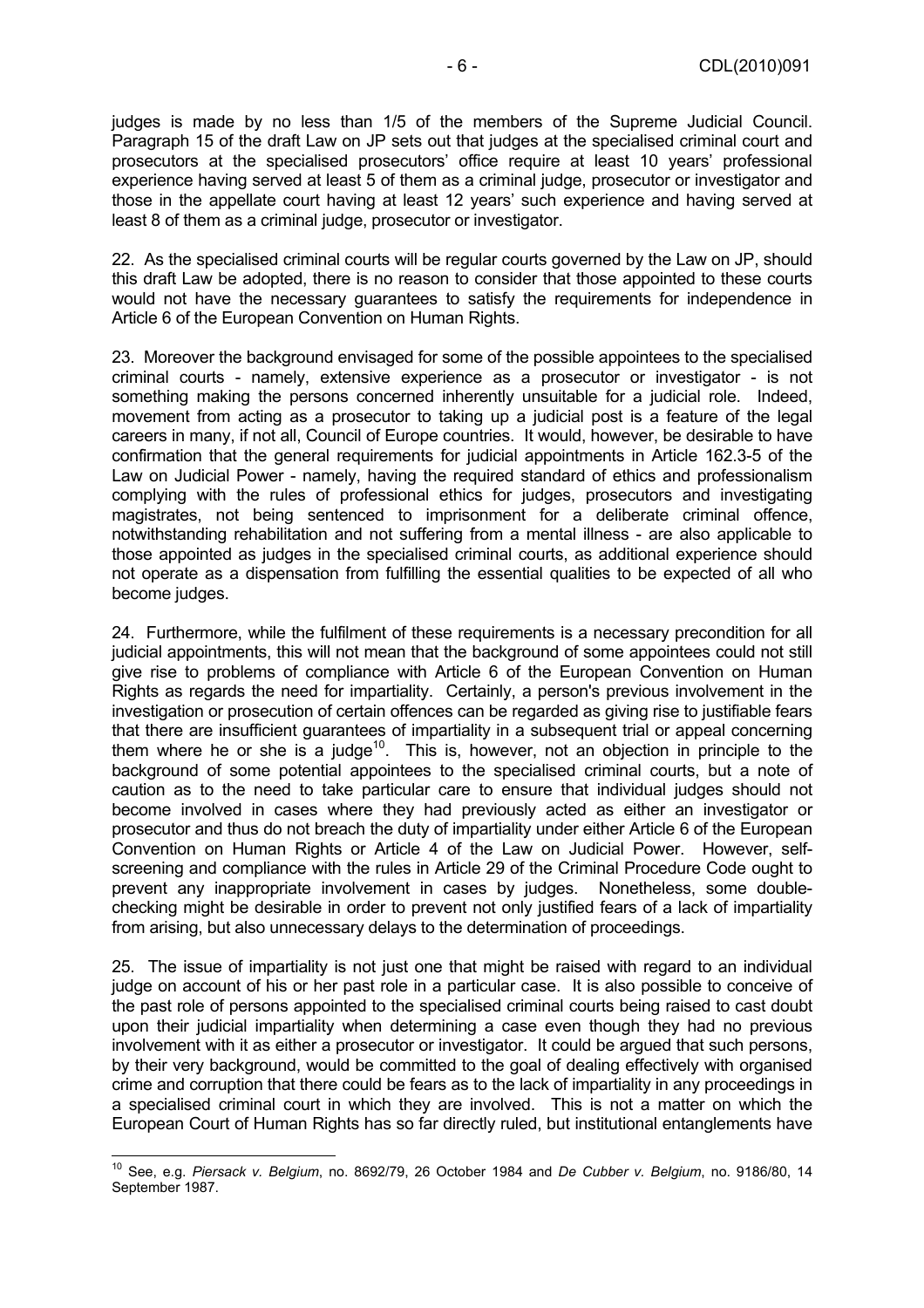judges is made by no less than 1/5 of the members of the Supreme Judicial Council. Paragraph 15 of the draft Law on JP sets out that judges at the specialised criminal court and prosecutors at the specialised prosecutors' office require at least 10 years' professional experience having served at least 5 of them as a criminal judge, prosecutor or investigator and those in the appellate court having at least 12 years' such experience and having served at least 8 of them as a criminal judge, prosecutor or investigator.

22. As the specialised criminal courts will be regular courts governed by the Law on JP, should this draft Law be adopted, there is no reason to consider that those appointed to these courts would not have the necessary guarantees to satisfy the requirements for independence in Article 6 of the European Convention on Human Rights.

23. Moreover the background envisaged for some of the possible appointees to the specialised criminal courts - namely, extensive experience as a prosecutor or investigator - is not something making the persons concerned inherently unsuitable for a judicial role. Indeed, movement from acting as a prosecutor to taking up a judicial post is a feature of the legal careers in many, if not all, Council of Europe countries. It would, however, be desirable to have confirmation that the general requirements for judicial appointments in Article 162.3-5 of the Law on Judicial Power - namely, having the required standard of ethics and professionalism complying with the rules of professional ethics for judges, prosecutors and investigating magistrates, not being sentenced to imprisonment for a deliberate criminal offence, notwithstanding rehabilitation and not suffering from a mental illness - are also applicable to those appointed as judges in the specialised criminal courts, as additional experience should not operate as a dispensation from fulfilling the essential qualities to be expected of all who become judges.

24. Furthermore, while the fulfilment of these requirements is a necessary precondition for all judicial appointments, this will not mean that the background of some appointees could not still give rise to problems of compliance with Article 6 of the European Convention on Human Rights as regards the need for impartiality. Certainly, a person's previous involvement in the investigation or prosecution of certain offences can be regarded as giving rise to justifiable fears that there are insufficient guarantees of impartiality in a subsequent trial or appeal concerning them where he or she is a judge[10]. This is, however, not an objection in principle to the background of some potential appointees to the specialised criminal courts, but a note of caution as to the need to take particular care to ensure that individual judges should not become involved in cases where they had previously acted as either an investigator or prosecutor and thus do not breach the duty of impartiality under either Article 6 of the European Convention on Human Rights or Article 4 of the Law on Judicial Power. However, self-screening and compliance with the rules in Article 29 of the Criminal Procedure Code ought to prevent any inappropriate involvement in cases by judges. Nonetheless, some double-checking might be desirable in order to prevent not only justified fears of a lack of impartiality from arising, but also unnecessary delays to the determination of proceedings.

25. The issue of impartiality is not just one that might be raised with regard to an individual judge on account of his or her past role in a particular case. It is also possible to conceive of the past role of persons appointed to the specialised criminal courts being raised to cast doubt upon their judicial impartiality when determining a case even though they had no previous involvement with it as either a prosecutor or investigator. It could be argued that such persons, by their very background, would be committed to the goal of dealing effectively with organised crime and corruption that there could be fears as to the lack of impartiality in any proceedings in a specialised criminal court in which they are involved. This is not a matter on which the European Court of Human Rights has so far directly ruled, but institutional entanglements have

---

[10] See, e.g. *Piersack v. Belgium*, no. 8692/79, 26 October 1984 and *De Cubber v. Belgium*, no. 9186/80, 14 September 1987.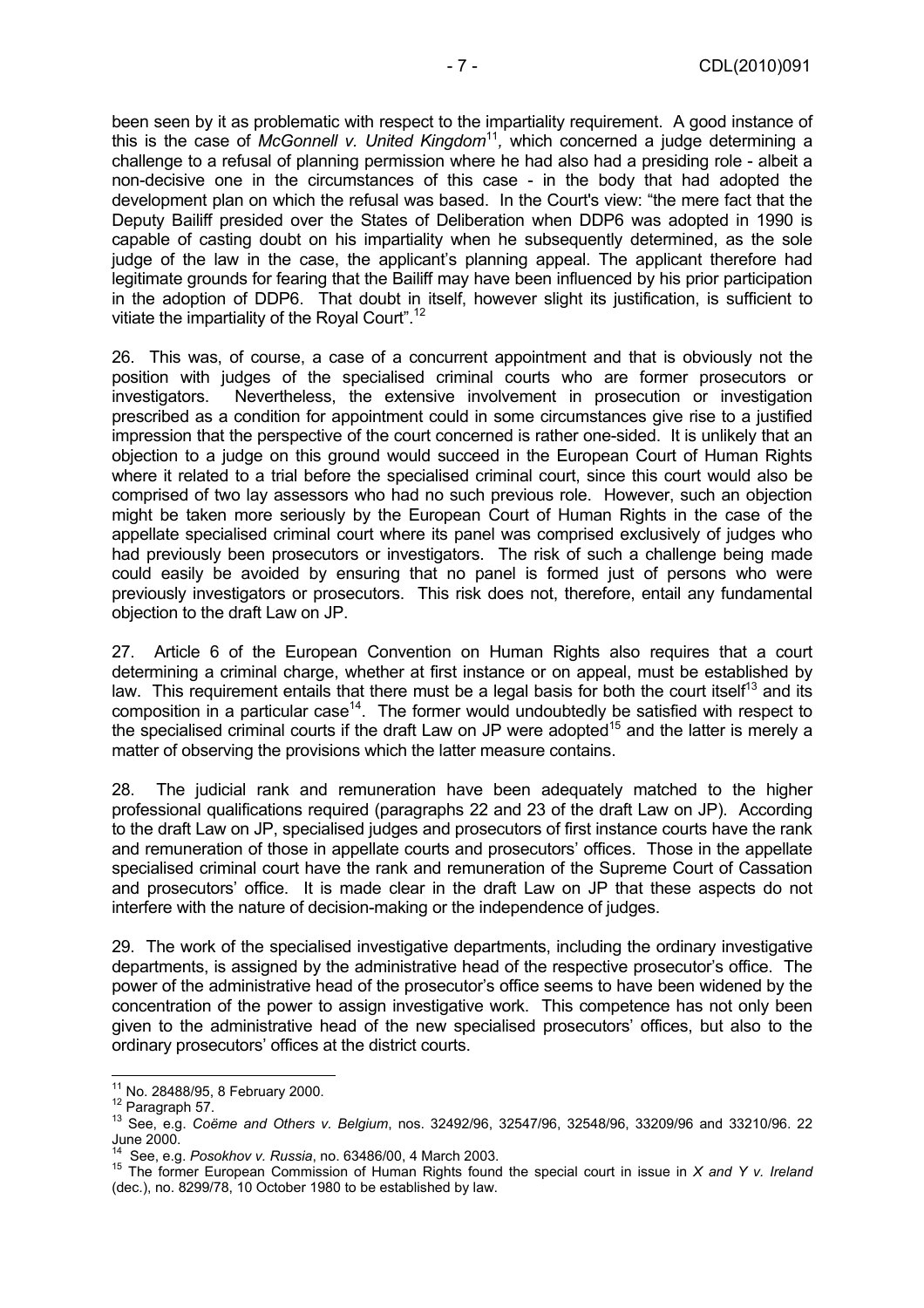been seen by it as problematic with respect to the impartiality requirement. A good instance of this is the case of *McGonnell v. United Kingdom*[11], which concerned a judge determining a challenge to a refusal of planning permission where he had also had a presiding role - albeit a non-decisive one in the circumstances of this case - in the body that had adopted the development plan on which the refusal was based. In the Court's view: "the mere fact that the Deputy Bailiff presided over the States of Deliberation when DDP6 was adopted in 1990 is capable of casting doubt on his impartiality when he subsequently determined, as the sole judge of the law in the case, the applicant's planning appeal. The applicant therefore had legitimate grounds for fearing that the Bailiff may have been influenced by his prior participation in the adoption of DDP6. That doubt in itself, however slight its justification, is sufficient to vitiate the impartiality of the Royal Court".[12]

26. This was, of course, a case of a concurrent appointment and that is obviously not the position with judges of the specialised criminal courts who are former prosecutors or investigators. Nevertheless, the extensive involvement in prosecution or investigation prescribed as a condition for appointment could in some circumstances give rise to a justified impression that the perspective of the court concerned is rather one-sided. It is unlikely that an objection to a judge on this ground would succeed in the European Court of Human Rights where it related to a trial before the specialised criminal court, since this court would also be comprised of two lay assessors who had no such previous role. However, such an objection might be taken more seriously by the European Court of Human Rights in the case of the appellate specialised criminal court where its panel was comprised exclusively of judges who had previously been prosecutors or investigators. The risk of such a challenge being made could easily be avoided by ensuring that no panel is formed just of persons who were previously investigators or prosecutors. This risk does not, therefore, entail any fundamental objection to the draft Law on JP.

27. Article 6 of the European Convention on Human Rights also requires that a court determining a criminal charge, whether at first instance or on appeal, must be established by law. This requirement entails that there must be a legal basis for both the court itself[13] and its composition in a particular case[14]. The former would undoubtedly be satisfied with respect to the specialised criminal courts if the draft Law on JP were adopted[15] and the latter is merely a matter of observing the provisions which the latter measure contains.

28. The judicial rank and remuneration have been adequately matched to the higher professional qualifications required (paragraphs 22 and 23 of the draft Law on JP). According to the draft Law on JP, specialised judges and prosecutors of first instance courts have the rank and remuneration of those in appellate courts and prosecutors' offices. Those in the appellate specialised criminal court have the rank and remuneration of the Supreme Court of Cassation and prosecutors' office. It is made clear in the draft Law on JP that these aspects do not interfere with the nature of decision-making or the independence of judges.

29. The work of the specialised investigative departments, including the ordinary investigative departments, is assigned by the administrative head of the respective prosecutor's office. The power of the administrative head of the prosecutor's office seems to have been widened by the concentration of the power to assign investigative work. This competence has not only been given to the administrative head of the new specialised prosecutors' offices, but also to the ordinary prosecutors' offices at the district courts.

---

[11] No. 28488/95, 8 February 2000.

[12] Paragraph 57.

[13] See, e.g. *Coëme and Others v. Belgium*, nos. 32492/96, 32547/96, 32548/96, 33209/96 and 33210/96. 22 June 2000.

[14] See, e.g. *Posokhov v. Russia*, no. 63486/00, 4 March 2003.

[15] The former European Commission of Human Rights found the special court in issue in *X and Y v. Ireland* (dec.), no. 8299/78, 10 October 1980 to be established by law.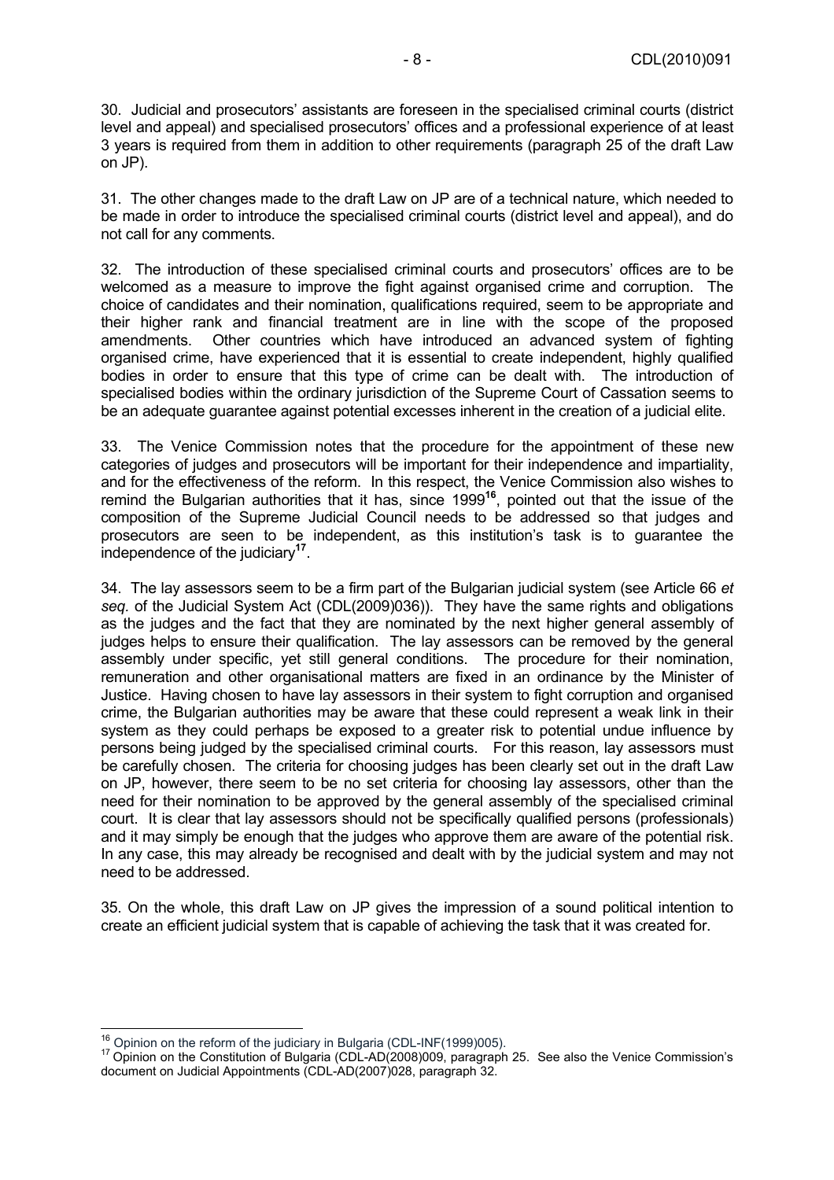30. Judicial and prosecutors' assistants are foreseen in the specialised criminal courts (district level and appeal) and specialised prosecutors' offices and a professional experience of at least 3 years is required from them in addition to other requirements (paragraph 25 of the draft Law on JP).

31. The other changes made to the draft Law on JP are of a technical nature, which needed to be made in order to introduce the specialised criminal courts (district level and appeal), and do not call for any comments.

32. The introduction of these specialised criminal courts and prosecutors' offices are to be welcomed as a measure to improve the fight against organised crime and corruption. The choice of candidates and their nomination, qualifications required, seem to be appropriate and their higher rank and financial treatment are in line with the scope of the proposed amendments. Other countries which have introduced an advanced system of fighting organised crime, have experienced that it is essential to create independent, highly qualified bodies in order to ensure that this type of crime can be dealt with. The introduction of specialised bodies within the ordinary jurisdiction of the Supreme Court of Cassation seems to be an adequate guarantee against potential excesses inherent in the creation of a judicial elite.

33. The Venice Commission notes that the procedure for the appointment of these new categories of judges and prosecutors will be important for their independence and impartiality, and for the effectiveness of the reform. In this respect, the Venice Commission also wishes to remind the Bulgarian authorities that it has, since 1999[16], pointed out that the issue of the composition of the Supreme Judicial Council needs to be addressed so that judges and prosecutors are seen to be independent, as this institution's task is to guarantee the independence of the judiciary[17].

34. The lay assessors seem to be a firm part of the Bulgarian judicial system (see Article 66 *et seq.* of the Judicial System Act (CDL(2009)036)). They have the same rights and obligations as the judges and the fact that they are nominated by the next higher general assembly of judges helps to ensure their qualification. The lay assessors can be removed by the general assembly under specific, yet still general conditions. The procedure for their nomination, remuneration and other organisational matters are fixed in an ordinance by the Minister of Justice. Having chosen to have lay assessors in their system to fight corruption and organised crime, the Bulgarian authorities may be aware that these could represent a weak link in their system as they could perhaps be exposed to a greater risk to potential undue influence by persons being judged by the specialised criminal courts. For this reason, lay assessors must be carefully chosen. The criteria for choosing judges has been clearly set out in the draft Law on JP, however, there seem to be no set criteria for choosing lay assessors, other than the need for their nomination to be approved by the general assembly of the specialised criminal court. It is clear that lay assessors should not be specifically qualified persons (professionals) and it may simply be enough that the judges who approve them are aware of the potential risk. In any case, this may already be recognised and dealt with by the judicial system and may not need to be addressed.

35. On the whole, this draft Law on JP gives the impression of a sound political intention to create an efficient judicial system that is capable of achieving the task that it was created for.

---

[16] Opinion on the reform of the judiciary in Bulgaria (CDL-INF(1999)005).

[17] Opinion on the Constitution of Bulgaria (CDL-AD(2008)009, paragraph 25. See also the Venice Commission's document on Judicial Appointments (CDL-AD(2007)028, paragraph 32.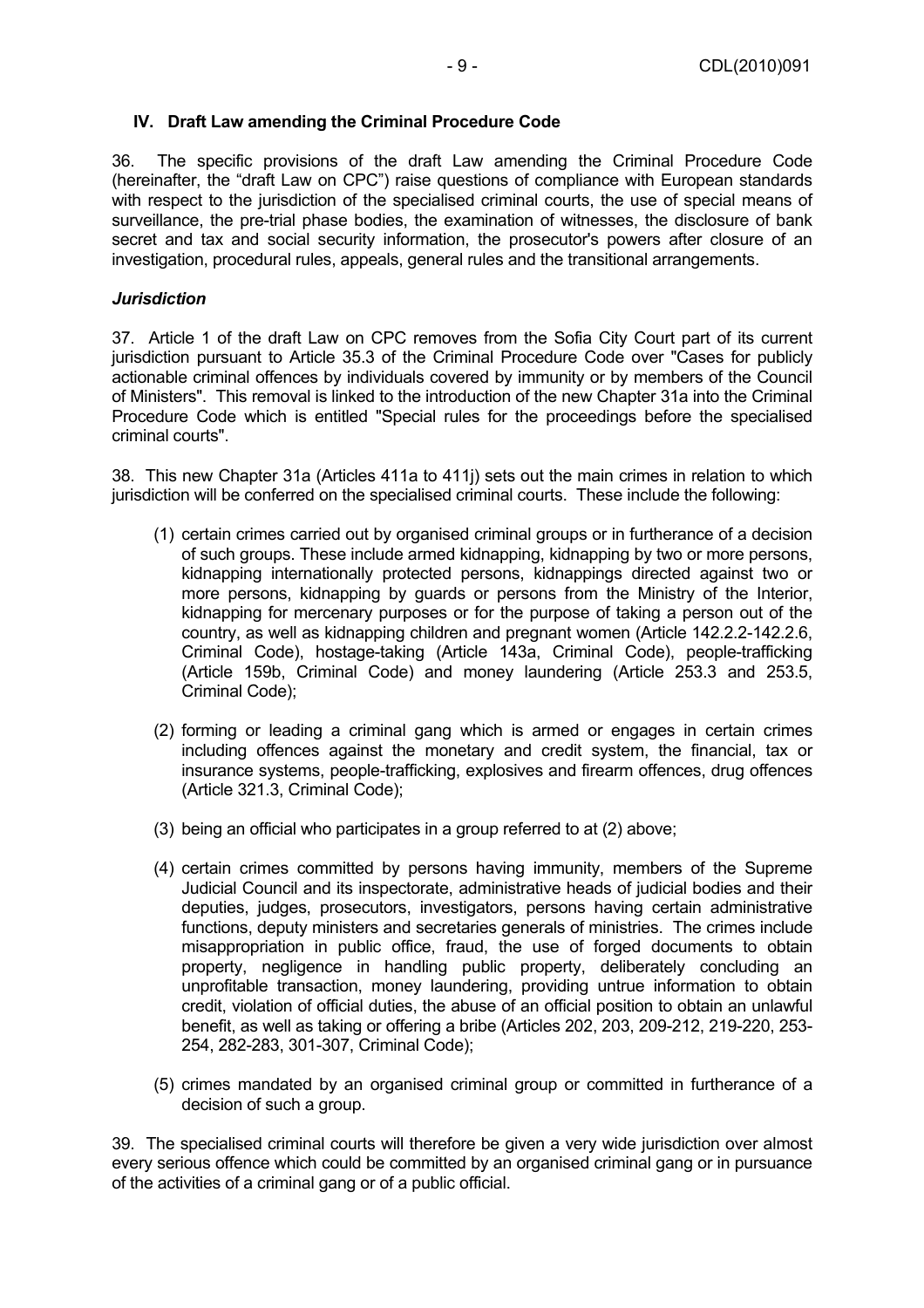## IV. Draft Law amending the Criminal Procedure Code

36. The specific provisions of the draft Law amending the Criminal Procedure Code (hereinafter, the "draft Law on CPC") raise questions of compliance with European standards with respect to the jurisdiction of the specialised criminal courts, the use of special means of surveillance, the pre-trial phase bodies, the examination of witnesses, the disclosure of bank secret and tax and social security information, the prosecutor's powers after closure of an investigation, procedural rules, appeals, general rules and the transitional arrangements.

### *Jurisdiction*

37. Article 1 of the draft Law on CPC removes from the Sofia City Court part of its current jurisdiction pursuant to Article 35.3 of the Criminal Procedure Code over "Cases for publicly actionable criminal offences by individuals covered by immunity or by members of the Council of Ministers". This removal is linked to the introduction of the new Chapter 31a into the Criminal Procedure Code which is entitled "Special rules for the proceedings before the specialised criminal courts".

38. This new Chapter 31a (Articles 411a to 411j) sets out the main crimes in relation to which jurisdiction will be conferred on the specialised criminal courts. These include the following:

(1) certain crimes carried out by organised criminal groups or in furtherance of a decision of such groups. These include armed kidnapping, kidnapping by two or more persons, kidnapping internationally protected persons, kidnappings directed against two or more persons, kidnapping by guards or persons from the Ministry of the Interior, kidnapping for mercenary purposes or for the purpose of taking a person out of the country, as well as kidnapping children and pregnant women (Article 142.2.2-142.2.6, Criminal Code), hostage-taking (Article 143a, Criminal Code), people-trafficking (Article 159b, Criminal Code) and money laundering (Article 253.3 and 253.5, Criminal Code);

(2) forming or leading a criminal gang which is armed or engages in certain crimes including offences against the monetary and credit system, the financial, tax or insurance systems, people-trafficking, explosives and firearm offences, drug offences (Article 321.3, Criminal Code);

(3) being an official who participates in a group referred to at (2) above;

(4) certain crimes committed by persons having immunity, members of the Supreme Judicial Council and its inspectorate, administrative heads of judicial bodies and their deputies, judges, prosecutors, investigators, persons having certain administrative functions, deputy ministers and secretaries generals of ministries. The crimes include misappropriation in public office, fraud, the use of forged documents to obtain property, negligence in handling public property, deliberately concluding an unprofitable transaction, money laundering, providing untrue information to obtain credit, violation of official duties, the abuse of an official position to obtain an unlawful benefit, as well as taking or offering a bribe (Articles 202, 203, 209-212, 219-220, 253-254, 282-283, 301-307, Criminal Code);

(5) crimes mandated by an organised criminal group or committed in furtherance of a decision of such a group.

39. The specialised criminal courts will therefore be given a very wide jurisdiction over almost every serious offence which could be committed by an organised criminal gang or in pursuance of the activities of a criminal gang or of a public official.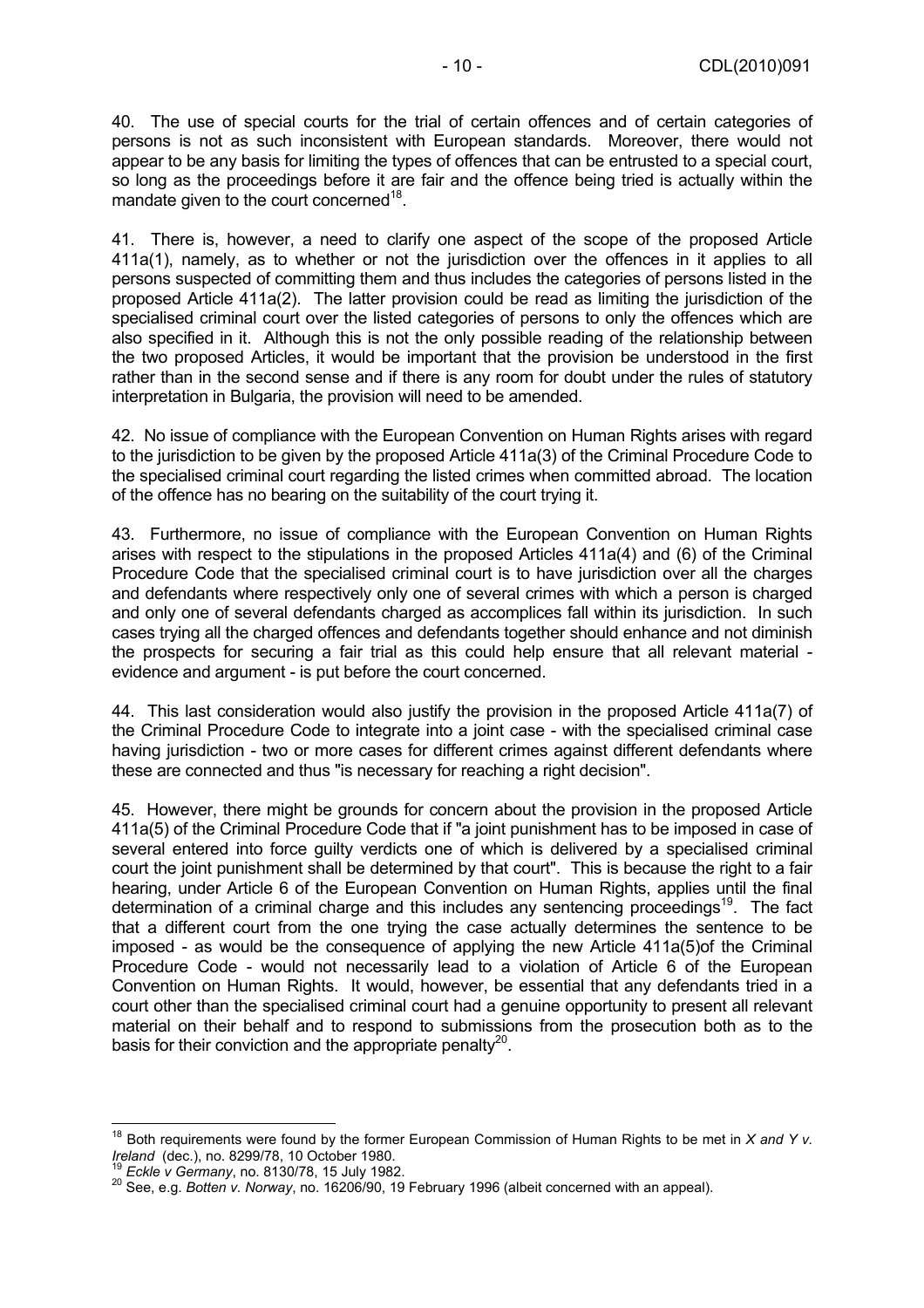40. The use of special courts for the trial of certain offences and of certain categories of persons is not as such inconsistent with European standards. Moreover, there would not appear to be any basis for limiting the types of offences that can be entrusted to a special court, so long as the proceedings before it are fair and the offence being tried is actually within the mandate given to the court concerned[18].

41. There is, however, a need to clarify one aspect of the scope of the proposed Article 411a(1), namely, as to whether or not the jurisdiction over the offences in it applies to all persons suspected of committing them and thus includes the categories of persons listed in the proposed Article 411a(2). The latter provision could be read as limiting the jurisdiction of the specialised criminal court over the listed categories of persons to only the offences which are also specified in it. Although this is not the only possible reading of the relationship between the two proposed Articles, it would be important that the provision be understood in the first rather than in the second sense and if there is any room for doubt under the rules of statutory interpretation in Bulgaria, the provision will need to be amended.

42. No issue of compliance with the European Convention on Human Rights arises with regard to the jurisdiction to be given by the proposed Article 411a(3) of the Criminal Procedure Code to the specialised criminal court regarding the listed crimes when committed abroad. The location of the offence has no bearing on the suitability of the court trying it.

43. Furthermore, no issue of compliance with the European Convention on Human Rights arises with respect to the stipulations in the proposed Articles 411a(4) and (6) of the Criminal Procedure Code that the specialised criminal court is to have jurisdiction over all the charges and defendants where respectively only one of several crimes with which a person is charged and only one of several defendants charged as accomplices fall within its jurisdiction. In such cases trying all the charged offences and defendants together should enhance and not diminish the prospects for securing a fair trial as this could help ensure that all relevant material - evidence and argument - is put before the court concerned.

44. This last consideration would also justify the provision in the proposed Article 411a(7) of the Criminal Procedure Code to integrate into a joint case - with the specialised criminal case having jurisdiction - two or more cases for different crimes against different defendants where these are connected and thus "is necessary for reaching a right decision".

45. However, there might be grounds for concern about the provision in the proposed Article 411a(5) of the Criminal Procedure Code that if "a joint punishment has to be imposed in case of several entered into force guilty verdicts one of which is delivered by a specialised criminal court the joint punishment shall be determined by that court". This is because the right to a fair hearing, under Article 6 of the European Convention on Human Rights, applies until the final determination of a criminal charge and this includes any sentencing proceedings[19]. The fact that a different court from the one trying the case actually determines the sentence to be imposed - as would be the consequence of applying the new Article 411a(5)of the Criminal Procedure Code - would not necessarily lead to a violation of Article 6 of the European Convention on Human Rights. It would, however, be essential that any defendants tried in a court other than the specialised criminal court had a genuine opportunity to present all relevant material on their behalf and to respond to submissions from the prosecution both as to the basis for their conviction and the appropriate penalty[20].

---

[18] Both requirements were found by the former European Commission of Human Rights to be met in *X and Y v. Ireland* (dec.), no. 8299/78, 10 October 1980.

[19] *Eckle v Germany*, no. 8130/78, 15 July 1982.

[20] See, e.g. *Botten v. Norway*, no. 16206/90, 19 February 1996 (albeit concerned with an appeal).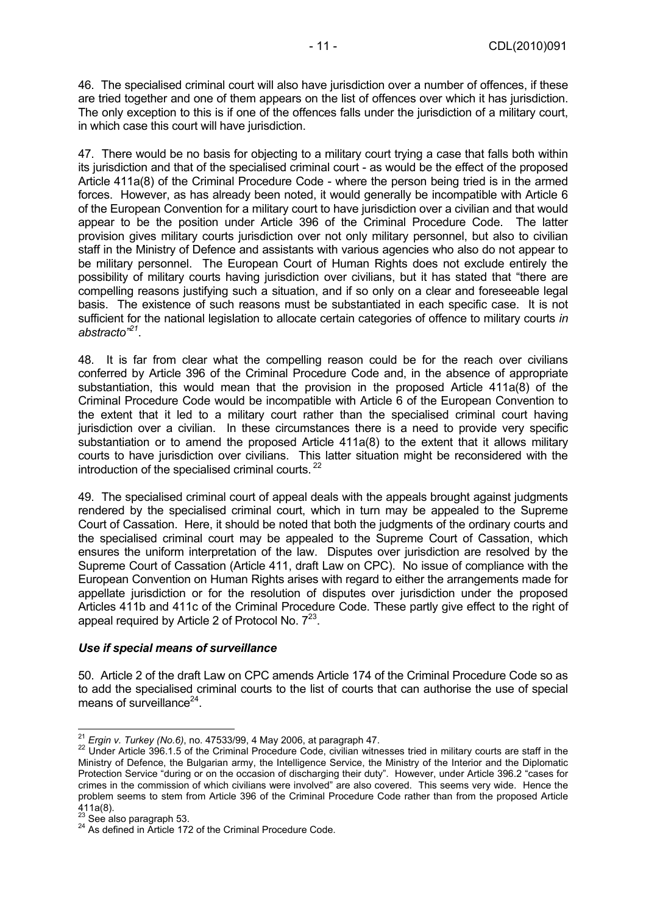46. The specialised criminal court will also have jurisdiction over a number of offences, if these are tried together and one of them appears on the list of offences over which it has jurisdiction. The only exception to this is if one of the offences falls under the jurisdiction of a military court, in which case this court will have jurisdiction.

47. There would be no basis for objecting to a military court trying a case that falls both within its jurisdiction and that of the specialised criminal court - as would be the effect of the proposed Article 411a(8) of the Criminal Procedure Code - where the person being tried is in the armed forces. However, as has already been noted, it would generally be incompatible with Article 6 of the European Convention for a military court to have jurisdiction over a civilian and that would appear to be the position under Article 396 of the Criminal Procedure Code. The latter provision gives military courts jurisdiction over not only military personnel, but also to civilian staff in the Ministry of Defence and assistants with various agencies who also do not appear to be military personnel. The European Court of Human Rights does not exclude entirely the possibility of military courts having jurisdiction over civilians, but it has stated that "there are compelling reasons justifying such a situation, and if so only on a clear and foreseeable legal basis. The existence of such reasons must be substantiated in each specific case. It is not sufficient for the national legislation to allocate certain categories of offence to military courts *in abstracto*"[21].

48. It is far from clear what the compelling reason could be for the reach over civilians conferred by Article 396 of the Criminal Procedure Code and, in the absence of appropriate substantiation, this would mean that the provision in the proposed Article 411a(8) of the Criminal Procedure Code would be incompatible with Article 6 of the European Convention to the extent that it led to a military court rather than the specialised criminal court having jurisdiction over a civilian. In these circumstances there is a need to provide very specific substantiation or to amend the proposed Article 411a(8) to the extent that it allows military courts to have jurisdiction over civilians. This latter situation might be reconsidered with the introduction of the specialised criminal courts.[22]

49. The specialised criminal court of appeal deals with the appeals brought against judgments rendered by the specialised criminal court, which in turn may be appealed to the Supreme Court of Cassation. Here, it should be noted that both the judgments of the ordinary courts and the specialised criminal court may be appealed to the Supreme Court of Cassation, which ensures the uniform interpretation of the law. Disputes over jurisdiction are resolved by the Supreme Court of Cassation (Article 411, draft Law on CPC). No issue of compliance with the European Convention on Human Rights arises with regard to either the arrangements made for appellate jurisdiction or for the resolution of disputes over jurisdiction under the proposed Articles 411b and 411c of the Criminal Procedure Code. These partly give effect to the right of appeal required by Article 2 of Protocol No. 7[23].

### *Use if special means of surveillance*

50. Article 2 of the draft Law on CPC amends Article 174 of the Criminal Procedure Code so as to add the specialised criminal courts to the list of courts that can authorise the use of special means of surveillance[24].

---

[21] *Ergin v. Turkey (No.6)*, no. 47533/99, 4 May 2006, at paragraph 47.

[22] Under Article 396.1.5 of the Criminal Procedure Code, civilian witnesses tried in military courts are staff in the Ministry of Defence, the Bulgarian army, the Intelligence Service, the Ministry of the Interior and the Diplomatic Protection Service "during or on the occasion of discharging their duty". However, under Article 396.2 "cases for crimes in the commission of which civilians were involved" are also covered. This seems very wide. Hence the problem seems to stem from Article 396 of the Criminal Procedure Code rather than from the proposed Article 411a(8).

[23] See also paragraph 53.

[24] As defined in Article 172 of the Criminal Procedure Code.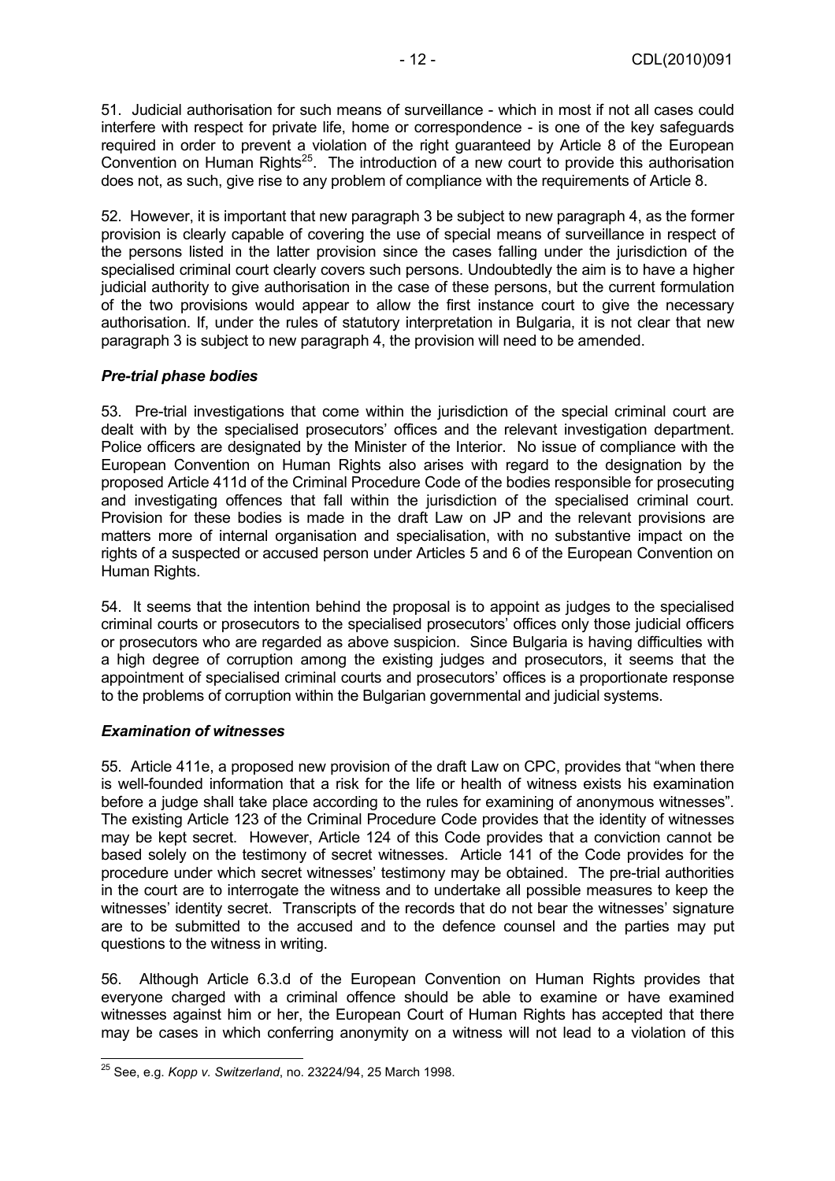51. Judicial authorisation for such means of surveillance - which in most if not all cases could interfere with respect for private life, home or correspondence - is one of the key safeguards required in order to prevent a violation of the right guaranteed by Article 8 of the European Convention on Human Rights[25]. The introduction of a new court to provide this authorisation does not, as such, give rise to any problem of compliance with the requirements of Article 8.

52. However, it is important that new paragraph 3 be subject to new paragraph 4, as the former provision is clearly capable of covering the use of special means of surveillance in respect of the persons listed in the latter provision since the cases falling under the jurisdiction of the specialised criminal court clearly covers such persons. Undoubtedly the aim is to have a higher judicial authority to give authorisation in the case of these persons, but the current formulation of the two provisions would appear to allow the first instance court to give the necessary authorisation. If, under the rules of statutory interpretation in Bulgaria, it is not clear that new paragraph 3 is subject to new paragraph 4, the provision will need to be amended.

### *Pre-trial phase bodies*

53. Pre-trial investigations that come within the jurisdiction of the special criminal court are dealt with by the specialised prosecutors' offices and the relevant investigation department. Police officers are designated by the Minister of the Interior. No issue of compliance with the European Convention on Human Rights also arises with regard to the designation by the proposed Article 411d of the Criminal Procedure Code of the bodies responsible for prosecuting and investigating offences that fall within the jurisdiction of the specialised criminal court. Provision for these bodies is made in the draft Law on JP and the relevant provisions are matters more of internal organisation and specialisation, with no substantive impact on the rights of a suspected or accused person under Articles 5 and 6 of the European Convention on Human Rights.

54. It seems that the intention behind the proposal is to appoint as judges to the specialised criminal courts or prosecutors to the specialised prosecutors' offices only those judicial officers or prosecutors who are regarded as above suspicion. Since Bulgaria is having difficulties with a high degree of corruption among the existing judges and prosecutors, it seems that the appointment of specialised criminal courts and prosecutors' offices is a proportionate response to the problems of corruption within the Bulgarian governmental and judicial systems.

### *Examination of witnesses*

55. Article 411e, a proposed new provision of the draft Law on CPC, provides that "when there is well-founded information that a risk for the life or health of witness exists his examination before a judge shall take place according to the rules for examining of anonymous witnesses". The existing Article 123 of the Criminal Procedure Code provides that the identity of witnesses may be kept secret. However, Article 124 of this Code provides that a conviction cannot be based solely on the testimony of secret witnesses. Article 141 of the Code provides for the procedure under which secret witnesses' testimony may be obtained. The pre-trial authorities in the court are to interrogate the witness and to undertake all possible measures to keep the witnesses' identity secret. Transcripts of the records that do not bear the witnesses' signature are to be submitted to the accused and to the defence counsel and the parties may put questions to the witness in writing.

56. Although Article 6.3.d of the European Convention on Human Rights provides that everyone charged with a criminal offence should be able to examine or have examined witnesses against him or her, the European Court of Human Rights has accepted that there may be cases in which conferring anonymity on a witness will not lead to a violation of this

---

[25] See, e.g. *Kopp v. Switzerland*, no. 23224/94, 25 March 1998.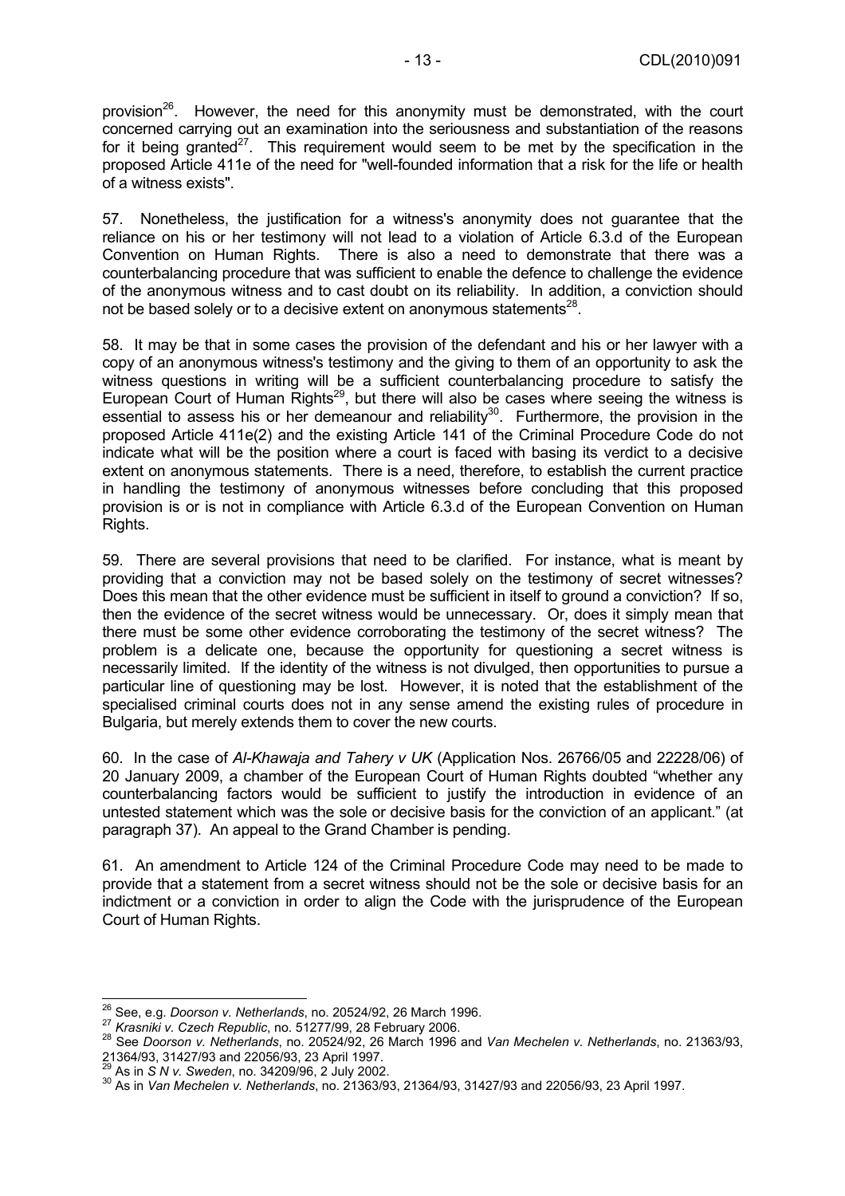provision[26]. However, the need for this anonymity must be demonstrated, with the court concerned carrying out an examination into the seriousness and substantiation of the reasons for it being granted[27]. This requirement would seem to be met by the specification in the proposed Article 411e of the need for "well-founded information that a risk for the life or health of a witness exists".

57. Nonetheless, the justification for a witness's anonymity does not guarantee that the reliance on his or her testimony will not lead to a violation of Article 6.3.d of the European Convention on Human Rights. There is also a need to demonstrate that there was a counterbalancing procedure that was sufficient to enable the defence to challenge the evidence of the anonymous witness and to cast doubt on its reliability. In addition, a conviction should not be based solely or to a decisive extent on anonymous statements[28].

58. It may be that in some cases the provision of the defendant and his or her lawyer with a copy of an anonymous witness's testimony and the giving to them of an opportunity to ask the witness questions in writing will be a sufficient counterbalancing procedure to satisfy the European Court of Human Rights[29], but there will also be cases where seeing the witness is essential to assess his or her demeanour and reliability[30]. Furthermore, the provision in the proposed Article 411e(2) and the existing Article 141 of the Criminal Procedure Code do not indicate what will be the position where a court is faced with basing its verdict to a decisive extent on anonymous statements. There is a need, therefore, to establish the current practice in handling the testimony of anonymous witnesses before concluding that this proposed provision is or is not in compliance with Article 6.3.d of the European Convention on Human Rights.

59. There are several provisions that need to be clarified. For instance, what is meant by providing that a conviction may not be based solely on the testimony of secret witnesses? Does this mean that the other evidence must be sufficient in itself to ground a conviction? If so, then the evidence of the secret witness would be unnecessary. Or, does it simply mean that there must be some other evidence corroborating the testimony of the secret witness? The problem is a delicate one, because the opportunity for questioning a secret witness is necessarily limited. If the identity of the witness is not divulged, then opportunities to pursue a particular line of questioning may be lost. However, it is noted that the establishment of the specialised criminal courts does not in any sense amend the existing rules of procedure in Bulgaria, but merely extends them to cover the new courts.

60. In the case of *Al-Khawaja and Tahery v UK* (Application Nos. 26766/05 and 22228/06) of 20 January 2009, a chamber of the European Court of Human Rights doubted "whether any counterbalancing factors would be sufficient to justify the introduction in evidence of an untested statement which was the sole or decisive basis for the conviction of an applicant." (at paragraph 37). An appeal to the Grand Chamber is pending.

61. An amendment to Article 124 of the Criminal Procedure Code may need to be made to provide that a statement from a secret witness should not be the sole or decisive basis for an indictment or a conviction in order to align the Code with the jurisprudence of the European Court of Human Rights.

---

[26] See, e.g. *Doorson v. Netherlands*, no. 20524/92, 26 March 1996.

[27] *Krasniki v. Czech Republic*, no. 51277/99, 28 February 2006.

[28] See *Doorson v. Netherlands*, no. 20524/92, 26 March 1996 and *Van Mechelen v. Netherlands*, no. 21363/93, 21364/93, 31427/93 and 22056/93, 23 April 1997.

[29] As in *S N v. Sweden*, no. 34209/96, 2 July 2002.

[30] As in *Van Mechelen v. Netherlands*, no. 21363/93, 21364/93, 31427/93 and 22056/93, 23 April 1997.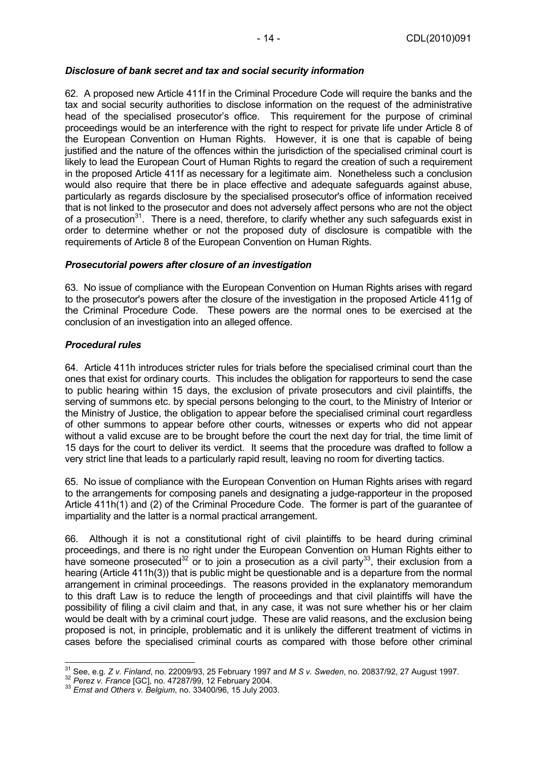### *Disclosure of bank secret and tax and social security information*

62. A proposed new Article 411f in the Criminal Procedure Code will require the banks and the tax and social security authorities to disclose information on the request of the administrative head of the specialised prosecutor's office. This requirement for the purpose of criminal proceedings would be an interference with the right to respect for private life under Article 8 of the European Convention on Human Rights. However, it is one that is capable of being justified and the nature of the offences within the jurisdiction of the specialised criminal court is likely to lead the European Court of Human Rights to regard the creation of such a requirement in the proposed Article 411f as necessary for a legitimate aim. Nonetheless such a conclusion would also require that there be in place effective and adequate safeguards against abuse, particularly as regards disclosure by the specialised prosecutor's office of information received that is not linked to the prosecutor and does not adversely affect persons who are not the object of a prosecution[31]. There is a need, therefore, to clarify whether any such safeguards exist in order to determine whether or not the proposed duty of disclosure is compatible with the requirements of Article 8 of the European Convention on Human Rights.

### *Prosecutorial powers after closure of an investigation*

63. No issue of compliance with the European Convention on Human Rights arises with regard to the prosecutor's powers after the closure of the investigation in the proposed Article 411g of the Criminal Procedure Code. These powers are the normal ones to be exercised at the conclusion of an investigation into an alleged offence.

### *Procedural rules*

64. Article 411h introduces stricter rules for trials before the specialised criminal court than the ones that exist for ordinary courts. This includes the obligation for rapporteurs to send the case to public hearing within 15 days, the exclusion of private prosecutors and civil plaintiffs, the serving of summons etc. by special persons belonging to the court, to the Ministry of Interior or the Ministry of Justice, the obligation to appear before the specialised criminal court regardless of other summons to appear before other courts, witnesses or experts who did not appear without a valid excuse are to be brought before the court the next day for trial, the time limit of 15 days for the court to deliver its verdict. It seems that the procedure was drafted to follow a very strict line that leads to a particularly rapid result, leaving no room for diverting tactics.

65. No issue of compliance with the European Convention on Human Rights arises with regard to the arrangements for composing panels and designating a judge-rapporteur in the proposed Article 411h(1) and (2) of the Criminal Procedure Code. The former is part of the guarantee of impartiality and the latter is a normal practical arrangement.

66. Although it is not a constitutional right of civil plaintiffs to be heard during criminal proceedings, and there is no right under the European Convention on Human Rights either to have someone prosecuted[32] or to join a prosecution as a civil party[33], their exclusion from a hearing (Article 411h(3)) that is public might be questionable and is a departure from the normal arrangement in criminal proceedings. The reasons provided in the explanatory memorandum to this draft Law is to reduce the length of proceedings and that civil plaintiffs will have the possibility of filing a civil claim and that, in any case, it was not sure whether his or her claim would be dealt with by a criminal court judge. These are valid reasons, and the exclusion being proposed is not, in principle, problematic and it is unlikely the different treatment of victims in cases before the specialised criminal courts as compared with those before other criminal

---

[31] See, e.g. *Z v. Finland*, no. 22009/93, 25 February 1997 and *M S v. Sweden*, no. 20837/92, 27 August 1997.

[32] *Perez v. France* [GC], no. 47287/99, 12 February 2004.

[33] *Ernst and Others v. Belgium*, no. 33400/96, 15 July 2003.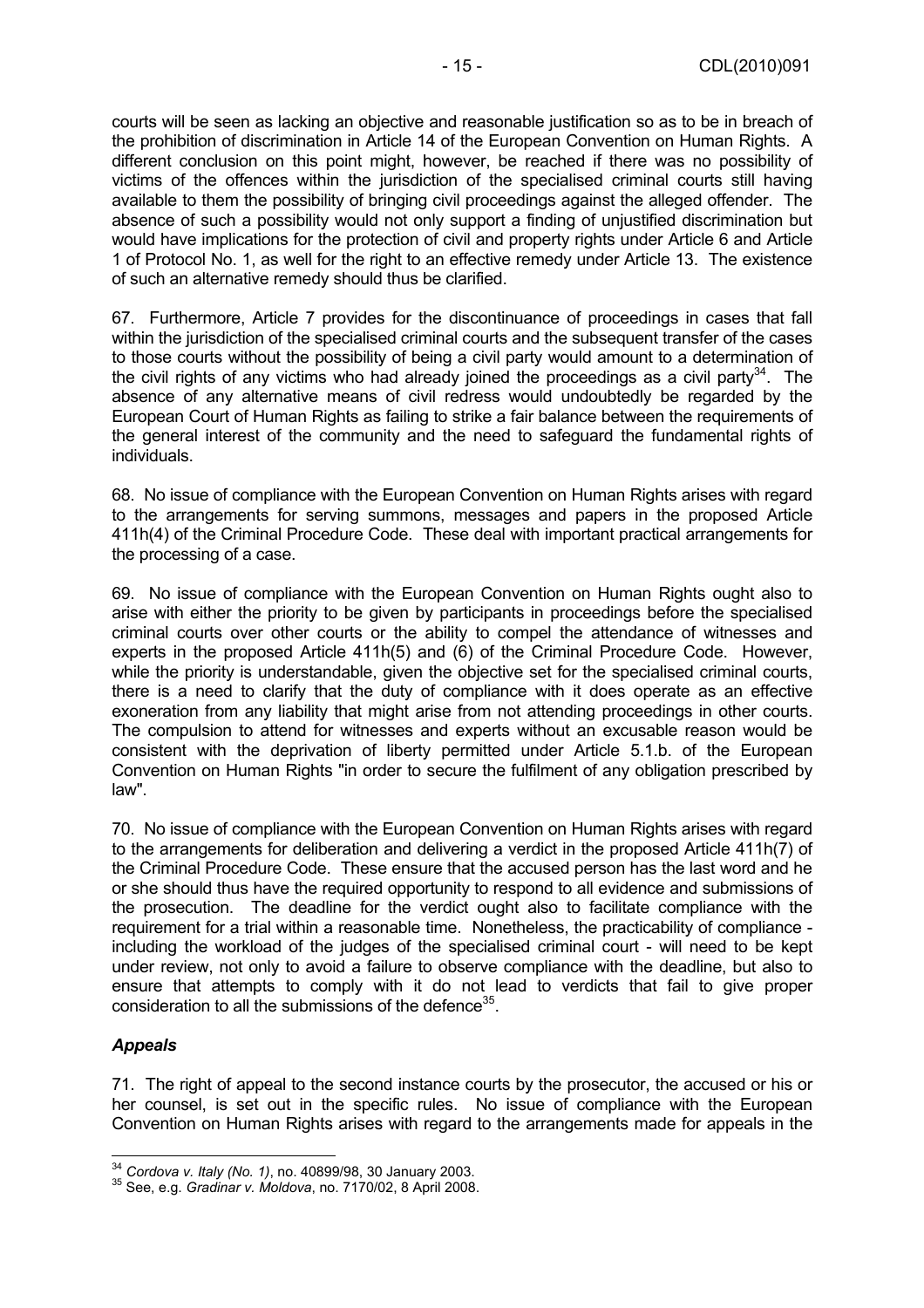courts will be seen as lacking an objective and reasonable justification so as to be in breach of the prohibition of discrimination in Article 14 of the European Convention on Human Rights. A different conclusion on this point might, however, be reached if there was no possibility of victims of the offences within the jurisdiction of the specialised criminal courts still having available to them the possibility of bringing civil proceedings against the alleged offender. The absence of such a possibility would not only support a finding of unjustified discrimination but would have implications for the protection of civil and property rights under Article 6 and Article 1 of Protocol No. 1, as well for the right to an effective remedy under Article 13. The existence of such an alternative remedy should thus be clarified.

67. Furthermore, Article 7 provides for the discontinuance of proceedings in cases that fall within the jurisdiction of the specialised criminal courts and the subsequent transfer of the cases to those courts without the possibility of being a civil party would amount to a determination of the civil rights of any victims who had already joined the proceedings as a civil party[34]. The absence of any alternative means of civil redress would undoubtedly be regarded by the European Court of Human Rights as failing to strike a fair balance between the requirements of the general interest of the community and the need to safeguard the fundamental rights of individuals.

68. No issue of compliance with the European Convention on Human Rights arises with regard to the arrangements for serving summons, messages and papers in the proposed Article 411h(4) of the Criminal Procedure Code. These deal with important practical arrangements for the processing of a case.

69. No issue of compliance with the European Convention on Human Rights ought also to arise with either the priority to be given by participants in proceedings before the specialised criminal courts over other courts or the ability to compel the attendance of witnesses and experts in the proposed Article 411h(5) and (6) of the Criminal Procedure Code. However, while the priority is understandable, given the objective set for the specialised criminal courts, there is a need to clarify that the duty of compliance with it does operate as an effective exoneration from any liability that might arise from not attending proceedings in other courts. The compulsion to attend for witnesses and experts without an excusable reason would be consistent with the deprivation of liberty permitted under Article 5.1.b. of the European Convention on Human Rights "in order to secure the fulfilment of any obligation prescribed by law".

70. No issue of compliance with the European Convention on Human Rights arises with regard to the arrangements for deliberation and delivering a verdict in the proposed Article 411h(7) of the Criminal Procedure Code. These ensure that the accused person has the last word and he or she should thus have the required opportunity to respond to all evidence and submissions of the prosecution. The deadline for the verdict ought also to facilitate compliance with the requirement for a trial within a reasonable time. Nonetheless, the practicability of compliance - including the workload of the judges of the specialised criminal court - will need to be kept under review, not only to avoid a failure to observe compliance with the deadline, but also to ensure that attempts to comply with it do not lead to verdicts that fail to give proper consideration to all the submissions of the defence[35].

### *Appeals*

71. The right of appeal to the second instance courts by the prosecutor, the accused or his or her counsel, is set out in the specific rules. No issue of compliance with the European Convention on Human Rights arises with regard to the arrangements made for appeals in the

---

[34] *Cordova v. Italy (No. 1)*, no. 40899/98, 30 January 2003.

[35] See, e.g. *Gradinar v. Moldova*, no. 7170/02, 8 April 2008.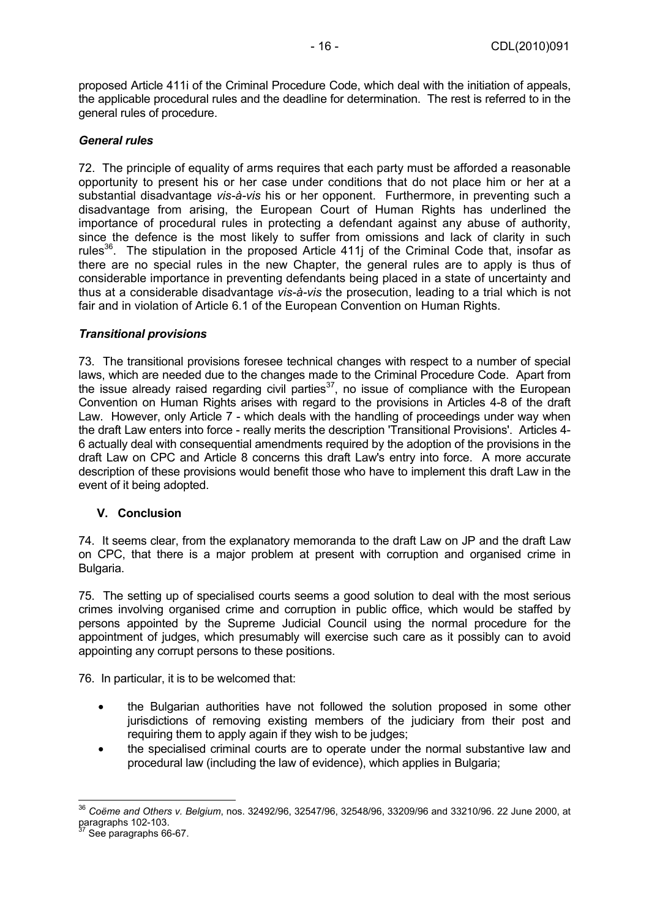proposed Article 411i of the Criminal Procedure Code, which deal with the initiation of appeals, the applicable procedural rules and the deadline for determination. The rest is referred to in the general rules of procedure.

### *General rules*

72. The principle of equality of arms requires that each party must be afforded a reasonable opportunity to present his or her case under conditions that do not place him or her at a substantial disadvantage *vis-à-vis* his or her opponent. Furthermore, in preventing such a disadvantage from arising, the European Court of Human Rights has underlined the importance of procedural rules in protecting a defendant against any abuse of authority, since the defence is the most likely to suffer from omissions and lack of clarity in such rules[36]. The stipulation in the proposed Article 411j of the Criminal Code that, insofar as there are no special rules in the new Chapter, the general rules are to apply is thus of considerable importance in preventing defendants being placed in a state of uncertainty and thus at a considerable disadvantage *vis-à-vis* the prosecution, leading to a trial which is not fair and in violation of Article 6.1 of the European Convention on Human Rights.

### *Transitional provisions*

73. The transitional provisions foresee technical changes with respect to a number of special laws, which are needed due to the changes made to the Criminal Procedure Code. Apart from the issue already raised regarding civil parties[37], no issue of compliance with the European Convention on Human Rights arises with regard to the provisions in Articles 4-8 of the draft Law. However, only Article 7 - which deals with the handling of proceedings under way when the draft Law enters into force - really merits the description 'Transitional Provisions'. Articles 4-6 actually deal with consequential amendments required by the adoption of the provisions in the draft Law on CPC and Article 8 concerns this draft Law's entry into force. A more accurate description of these provisions would benefit those who have to implement this draft Law in the event of it being adopted.

## V. Conclusion

74. It seems clear, from the explanatory memoranda to the draft Law on JP and the draft Law on CPC, that there is a major problem at present with corruption and organised crime in Bulgaria.

75. The setting up of specialised courts seems a good solution to deal with the most serious crimes involving organised crime and corruption in public office, which would be staffed by persons appointed by the Supreme Judicial Council using the normal procedure for the appointment of judges, which presumably will exercise such care as it possibly can to avoid appointing any corrupt persons to these positions.

76. In particular, it is to be welcomed that:

- the Bulgarian authorities have not followed the solution proposed in some other jurisdictions of removing existing members of the judiciary from their post and requiring them to apply again if they wish to be judges;
- the specialised criminal courts are to operate under the normal substantive law and procedural law (including the law of evidence), which applies in Bulgaria;

---

[36] *Coëme and Others v. Belgium*, nos. 32492/96, 32547/96, 32548/96, 33209/96 and 33210/96. 22 June 2000, at paragraphs 102-103.

[37] See paragraphs 66-67.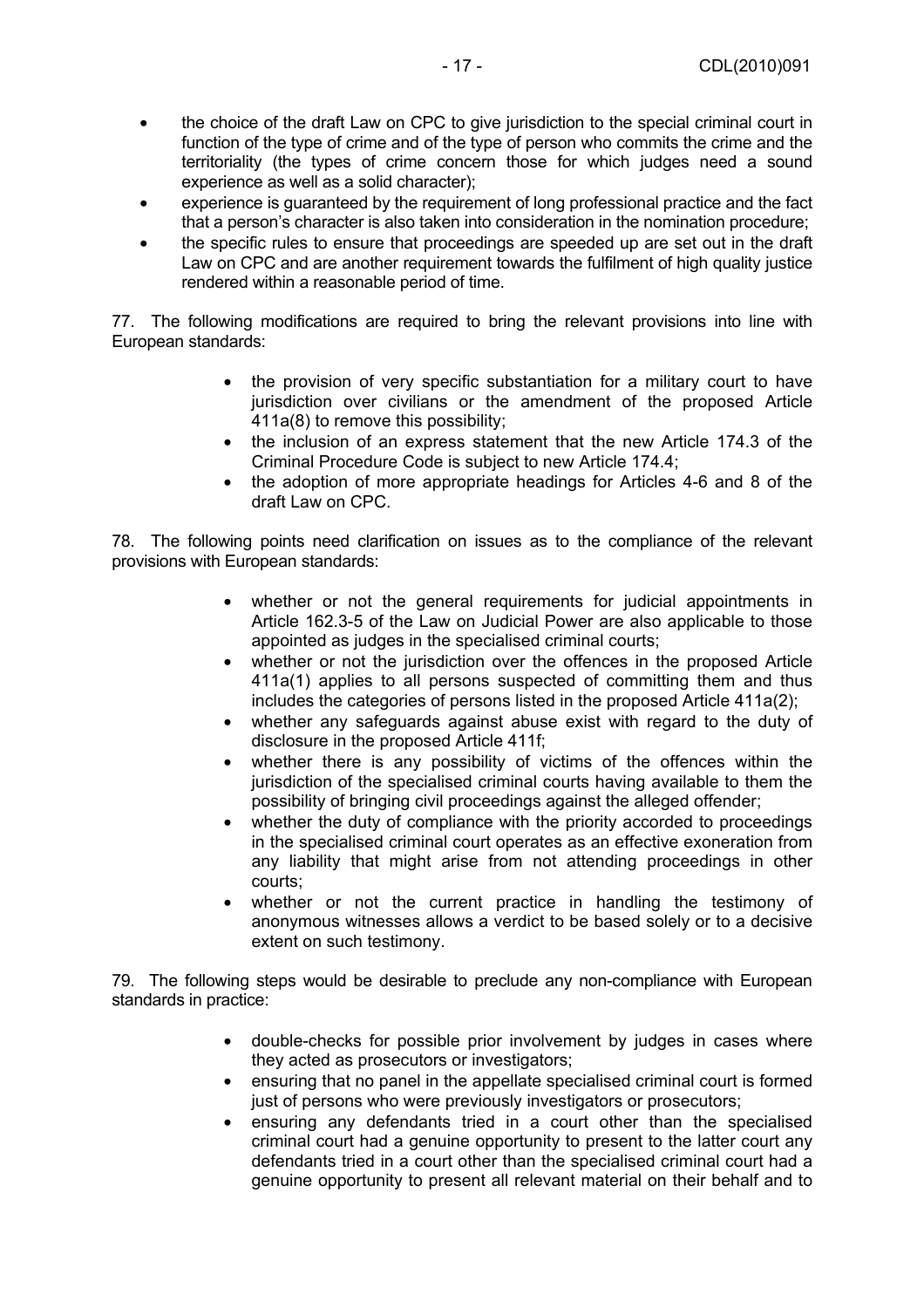- the choice of the draft Law on CPC to give jurisdiction to the special criminal court in function of the type of crime and of the type of person who commits the crime and the territoriality (the types of crime concern those for which judges need a sound experience as well as a solid character);
- experience is guaranteed by the requirement of long professional practice and the fact that a person's character is also taken into consideration in the nomination procedure;
- the specific rules to ensure that proceedings are speeded up are set out in the draft Law on CPC and are another requirement towards the fulfilment of high quality justice rendered within a reasonable period of time.

77. The following modifications are required to bring the relevant provisions into line with European standards:

- the provision of very specific substantiation for a military court to have jurisdiction over civilians or the amendment of the proposed Article 411a(8) to remove this possibility;
- the inclusion of an express statement that the new Article 174.3 of the Criminal Procedure Code is subject to new Article 174.4;
- the adoption of more appropriate headings for Articles 4-6 and 8 of the draft Law on CPC.

78. The following points need clarification on issues as to the compliance of the relevant provisions with European standards:

- whether or not the general requirements for judicial appointments in Article 162.3-5 of the Law on Judicial Power are also applicable to those appointed as judges in the specialised criminal courts;
- whether or not the jurisdiction over the offences in the proposed Article 411a(1) applies to all persons suspected of committing them and thus includes the categories of persons listed in the proposed Article 411a(2);
- whether any safeguards against abuse exist with regard to the duty of disclosure in the proposed Article 411f;
- whether there is any possibility of victims of the offences within the jurisdiction of the specialised criminal courts having available to them the possibility of bringing civil proceedings against the alleged offender;
- whether the duty of compliance with the priority accorded to proceedings in the specialised criminal court operates as an effective exoneration from any liability that might arise from not attending proceedings in other courts;
- whether or not the current practice in handling the testimony of anonymous witnesses allows a verdict to be based solely or to a decisive extent on such testimony.

79. The following steps would be desirable to preclude any non-compliance with European standards in practice:

- double-checks for possible prior involvement by judges in cases where they acted as prosecutors or investigators;
- ensuring that no panel in the appellate specialised criminal court is formed just of persons who were previously investigators or prosecutors;
- ensuring any defendants tried in a court other than the specialised criminal court had a genuine opportunity to present to the latter court any defendants tried in a court other than the specialised criminal court had a genuine opportunity to present all relevant material on their behalf and to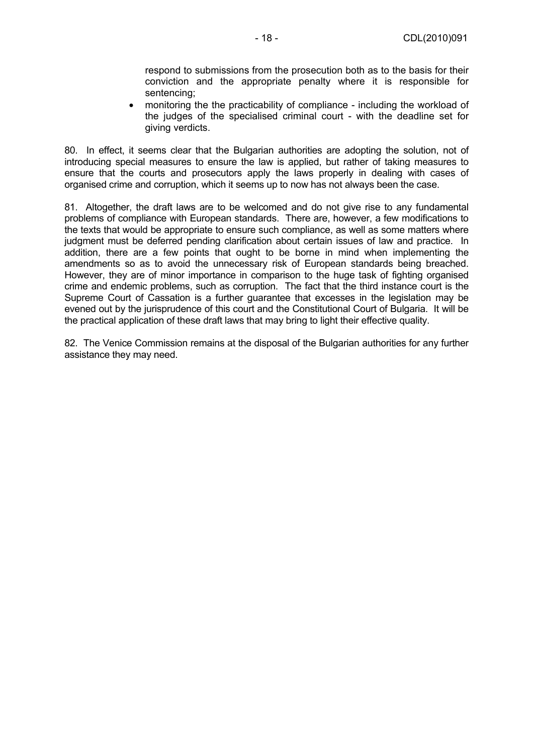respond to submissions from the prosecution both as to the basis for their conviction and the appropriate penalty where it is responsible for sentencing;

- monitoring the the practicability of compliance - including the workload of the judges of the specialised criminal court - with the deadline set for giving verdicts.

80. In effect, it seems clear that the Bulgarian authorities are adopting the solution, not of introducing special measures to ensure the law is applied, but rather of taking measures to ensure that the courts and prosecutors apply the laws properly in dealing with cases of organised crime and corruption, which it seems up to now has not always been the case.

81. Altogether, the draft laws are to be welcomed and do not give rise to any fundamental problems of compliance with European standards. There are, however, a few modifications to the texts that would be appropriate to ensure such compliance, as well as some matters where judgment must be deferred pending clarification about certain issues of law and practice. In addition, there are a few points that ought to be borne in mind when implementing the amendments so as to avoid the unnecessary risk of European standards being breached. However, they are of minor importance in comparison to the huge task of fighting organised crime and endemic problems, such as corruption. The fact that the third instance court is the Supreme Court of Cassation is a further guarantee that excesses in the legislation may be evened out by the jurisprudence of this court and the Constitutional Court of Bulgaria. It will be the practical application of these draft laws that may bring to light their effective quality.

82. The Venice Commission remains at the disposal of the Bulgarian authorities for any further assistance they may need.